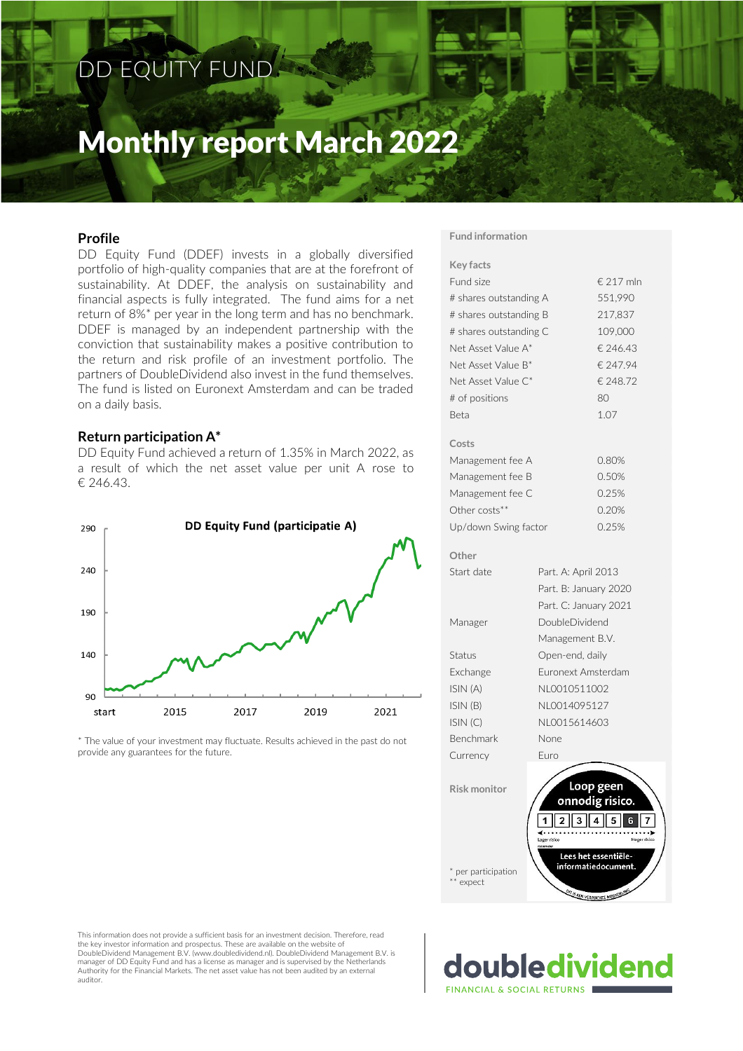# DD EQUITY FUND

# Monthly report March 2022

## Profile

DD Equity Fund (DDEF) invests in a globally diversified portfolio of high-quality companies that are at the forefront of sustainability. At DDEF, the analysis on sustainability and financial aspects is fully integrated. The fund aims for a net return of 8%* per year in the long term and has no benchmark. DDEF is managed by an independent partnership with the conviction that sustainability makes a positive contribution to the return and risk profile of an investment portfolio. The partners of DoubleDividend also invest in the fund themselves. The fund is listed on Euronext Amsterdam and can be traded on a daily basis.

## Return participation A*

DD Equity Fund achieved a return of 1.35% in March 2022, as a result of which the net asset value per unit A rose to € 246.43.

**DD Equity Fund (participatie A)**

\* The value of your investment may fluctuate. Results achieved in the past do not provide any guarantees for the future.

## Fund information

**Key facts**

| | |
|---|---|
| Fund size | € 217 mln |
| # shares outstanding A | 551,990 |
| # shares outstanding B | 217,837 |
| # shares outstanding C | 109,000 |
| Net Asset Value A* | € 246.43 |
| Net Asset Value B* | € 247.94 |
| Net Asset Value C* | € 248.72 |
| # of positions | 80 |
| Beta | 1.07 |

**Costs**

| | |
|---|---|
| Management fee A | 0.80% |
| Management fee B | 0.50% |
| Management fee C | 0.25% |
| Other costs** | 0.20% |
| Up/down Swing factor | 0.25% |

**Other**

| | |
|---|---|
| Start date | Part. A: April 2013<br>Part. B: January 2020<br>Part. C: January 2021 |
| Manager | DoubleDividend Management B.V. |
| Status | Open-end, daily |
| Exchange | Euronext Amsterdam |
| ISIN (A) | NL0010511002 |
| ISIN (B) | NL0014095127 |
| ISIN (C) | NL0015614603 |
| Benchmark | None |
| Currency | Euro |

**Risk monitor**

Loop geen onnodig risico. 1 2 3 4 5 6 7 Lees het essentiële-informatiedocument.

\* per participation
\** expect

This information does not provide a sufficient basis for an investment decision. Therefore, read the key investor information and prospectus. These are available on the website of DoubleDividend Management B.V. (www.doubledividend.nl). DoubleDividend Management B.V. is manager of DD Equity Fund and has a license as manager and is supervised by the Netherlands Authority for the Financial Markets. The net asset value has not been audited by an external auditor.

doubledividend — FINANCIAL & SOCIAL RETURNS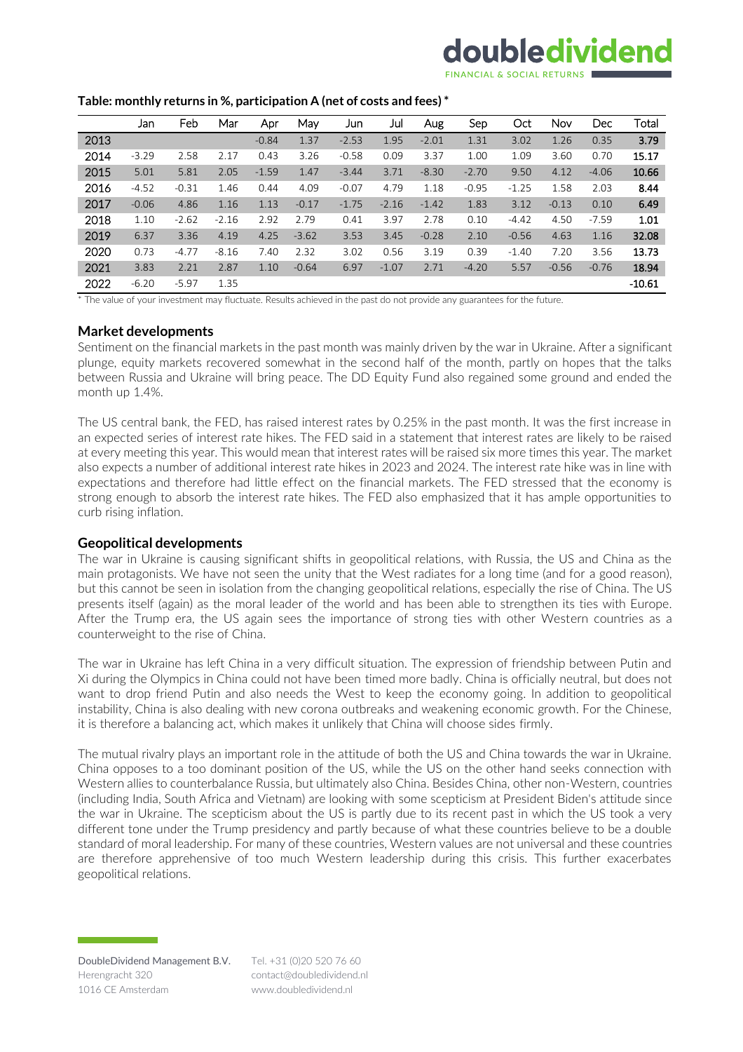**Table: monthly returns in %, participation A (net of costs and fees) ***

| | Jan | Feb | Mar | Apr | May | Jun | Jul | Aug | Sep | Oct | Nov | Dec | Total |
|---|---|---|---|---|---|---|---|---|---|---|---|---|---|
| 2013 | | | | -0.84 | 1.37 | -2.53 | 1.95 | -2.01 | 1.31 | 3.02 | 1.26 | 0.35 | **3.79** |
| 2014 | -3.29 | 2.58 | 2.17 | 0.43 | 3.26 | -0.58 | 0.09 | 3.37 | 1.00 | 1.09 | 3.60 | 0.70 | **15.17** |
| 2015 | 5.01 | 5.81 | 2.05 | -1.59 | 1.47 | -3.44 | 3.71 | -8.30 | -2.70 | 9.50 | 4.12 | -4.06 | **10.66** |
| 2016 | -4.52 | -0.31 | 1.46 | 0.44 | 4.09 | -0.07 | 4.79 | 1.18 | -0.95 | -1.25 | 1.58 | 2.03 | **8.44** |
| 2017 | -0.06 | 4.86 | 1.16 | 1.13 | -0.17 | -1.75 | -2.16 | -1.42 | 1.83 | 3.12 | -0.13 | 0.10 | **6.49** |
| 2018 | 1.10 | -2.62 | -2.16 | 2.92 | 2.79 | 0.41 | 3.97 | 2.78 | 0.10 | -4.42 | 4.50 | -7.59 | **1.01** |
| 2019 | 6.37 | 3.36 | 4.19 | 4.25 | -3.62 | 3.53 | 3.45 | -0.28 | 2.10 | -0.56 | 4.63 | 1.16 | **32.08** |
| 2020 | 0.73 | -4.77 | -8.16 | 7.40 | 2.32 | 3.02 | 0.56 | 3.19 | 0.39 | -1.40 | 7.20 | 3.56 | **13.73** |
| 2021 | 3.83 | 2.21 | 2.87 | 1.10 | -0.64 | 6.97 | -1.07 | 2.71 | -4.20 | 5.57 | -0.56 | -0.76 | **18.94** |
| 2022 | -6.20 | -5.97 | 1.35 | | | | | | | | | | **-10.61** |

* The value of your investment may fluctuate. Results achieved in the past do not provide any guarantees for the future.

## Market developments

Sentiment on the financial markets in the past month was mainly driven by the war in Ukraine. After a significant plunge, equity markets recovered somewhat in the second half of the month, partly on hopes that the talks between Russia and Ukraine will bring peace. The DD Equity Fund also regained some ground and ended the month up 1.4%.

The US central bank, the FED, has raised interest rates by 0.25% in the past month. It was the first increase in an expected series of interest rate hikes. The FED said in a statement that interest rates are likely to be raised at every meeting this year. This would mean that interest rates will be raised six more times this year. The market also expects a number of additional interest rate hikes in 2023 and 2024. The interest rate hike was in line with expectations and therefore had little effect on the financial markets. The FED stressed that the economy is strong enough to absorb the interest rate hikes. The FED also emphasized that it has ample opportunities to curb rising inflation.

## Geopolitical developments

The war in Ukraine is causing significant shifts in geopolitical relations, with Russia, the US and China as the main protagonists. We have not seen the unity that the West radiates for a long time (and for a good reason), but this cannot be seen in isolation from the changing geopolitical relations, especially the rise of China. The US presents itself (again) as the moral leader of the world and has been able to strengthen its ties with Europe. After the Trump era, the US again sees the importance of strong ties with other Western countries as a counterweight to the rise of China.

The war in Ukraine has left China in a very difficult situation. The expression of friendship between Putin and Xi during the Olympics in China could not have been timed more badly. China is officially neutral, but does not want to drop friend Putin and also needs the West to keep the economy going. In addition to geopolitical instability, China is also dealing with new corona outbreaks and weakening economic growth. For the Chinese, it is therefore a balancing act, which makes it unlikely that China will choose sides firmly.

The mutual rivalry plays an important role in the attitude of both the US and China towards the war in Ukraine. China opposes to a too dominant position of the US, while the US on the other hand seeks connection with Western allies to counterbalance Russia, but ultimately also China. Besides China, other non-Western, countries (including India, South Africa and Vietnam) are looking with some scepticism at President Biden's attitude since the war in Ukraine. The scepticism about the US is partly due to its recent past in which the US took a very different tone under the Trump presidency and partly because of what these countries believe to be a double standard of moral leadership. For many of these countries, Western values are not universal and these countries are therefore apprehensive of too much Western leadership during this crisis. This further exacerbates geopolitical relations.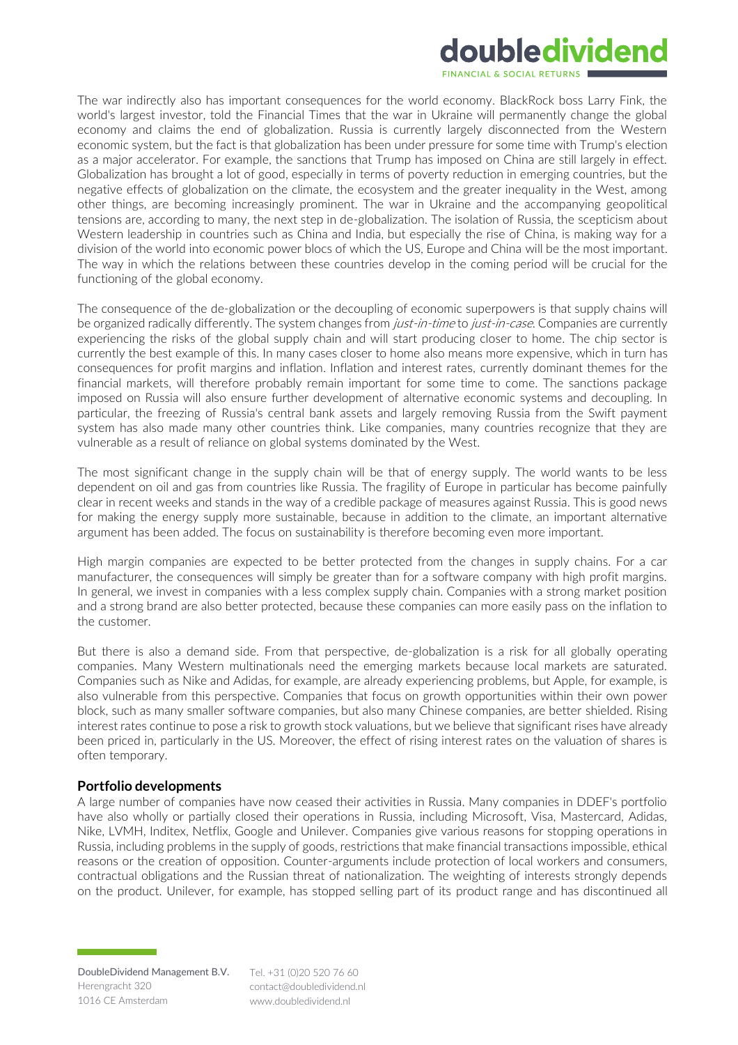The war indirectly also has important consequences for the world economy. BlackRock boss Larry Fink, the world's largest investor, told the Financial Times that the war in Ukraine will permanently change the global economy and claims the end of globalization. Russia is currently largely disconnected from the Western economic system, but the fact is that globalization has been under pressure for some time with Trump's election as a major accelerator. For example, the sanctions that Trump has imposed on China are still largely in effect. Globalization has brought a lot of good, especially in terms of poverty reduction in emerging countries, but the negative effects of globalization on the climate, the ecosystem and the greater inequality in the West, among other things, are becoming increasingly prominent. The war in Ukraine and the accompanying geopolitical tensions are, according to many, the next step in de-globalization. The isolation of Russia, the scepticism about Western leadership in countries such as China and India, but especially the rise of China, is making way for a division of the world into economic power blocs of which the US, Europe and China will be the most important. The way in which the relations between these countries develop in the coming period will be crucial for the functioning of the global economy.

The consequence of the de-globalization or the decoupling of economic superpowers is that supply chains will be organized radically differently. The system changes from *just-in-time* to *just-in-case*. Companies are currently experiencing the risks of the global supply chain and will start producing closer to home. The chip sector is currently the best example of this. In many cases closer to home also means more expensive, which in turn has consequences for profit margins and inflation. Inflation and interest rates, currently dominant themes for the financial markets, will therefore probably remain important for some time to come. The sanctions package imposed on Russia will also ensure further development of alternative economic systems and decoupling. In particular, the freezing of Russia's central bank assets and largely removing Russia from the Swift payment system has also made many other countries think. Like companies, many countries recognize that they are vulnerable as a result of reliance on global systems dominated by the West.

The most significant change in the supply chain will be that of energy supply. The world wants to be less dependent on oil and gas from countries like Russia. The fragility of Europe in particular has become painfully clear in recent weeks and stands in the way of a credible package of measures against Russia. This is good news for making the energy supply more sustainable, because in addition to the climate, an important alternative argument has been added. The focus on sustainability is therefore becoming even more important.

High margin companies are expected to be better protected from the changes in supply chains. For a car manufacturer, the consequences will simply be greater than for a software company with high profit margins. In general, we invest in companies with a less complex supply chain. Companies with a strong market position and a strong brand are also better protected, because these companies can more easily pass on the inflation to the customer.

But there is also a demand side. From that perspective, de-globalization is a risk for all globally operating companies. Many Western multinationals need the emerging markets because local markets are saturated. Companies such as Nike and Adidas, for example, are already experiencing problems, but Apple, for example, is also vulnerable from this perspective. Companies that focus on growth opportunities within their own power block, such as many smaller software companies, but also many Chinese companies, are better shielded. Rising interest rates continue to pose a risk to growth stock valuations, but we believe that significant rises have already been priced in, particularly in the US. Moreover, the effect of rising interest rates on the valuation of shares is often temporary.

## Portfolio developments

A large number of companies have now ceased their activities in Russia. Many companies in DDEF's portfolio have also wholly or partially closed their operations in Russia, including Microsoft, Visa, Mastercard, Adidas, Nike, LVMH, Inditex, Netflix, Google and Unilever. Companies give various reasons for stopping operations in Russia, including problems in the supply of goods, restrictions that make financial transactions impossible, ethical reasons or the creation of opposition. Counter-arguments include protection of local workers and consumers, contractual obligations and the Russian threat of nationalization. The weighting of interests strongly depends on the product. Unilever, for example, has stopped selling part of its product range and has discontinued all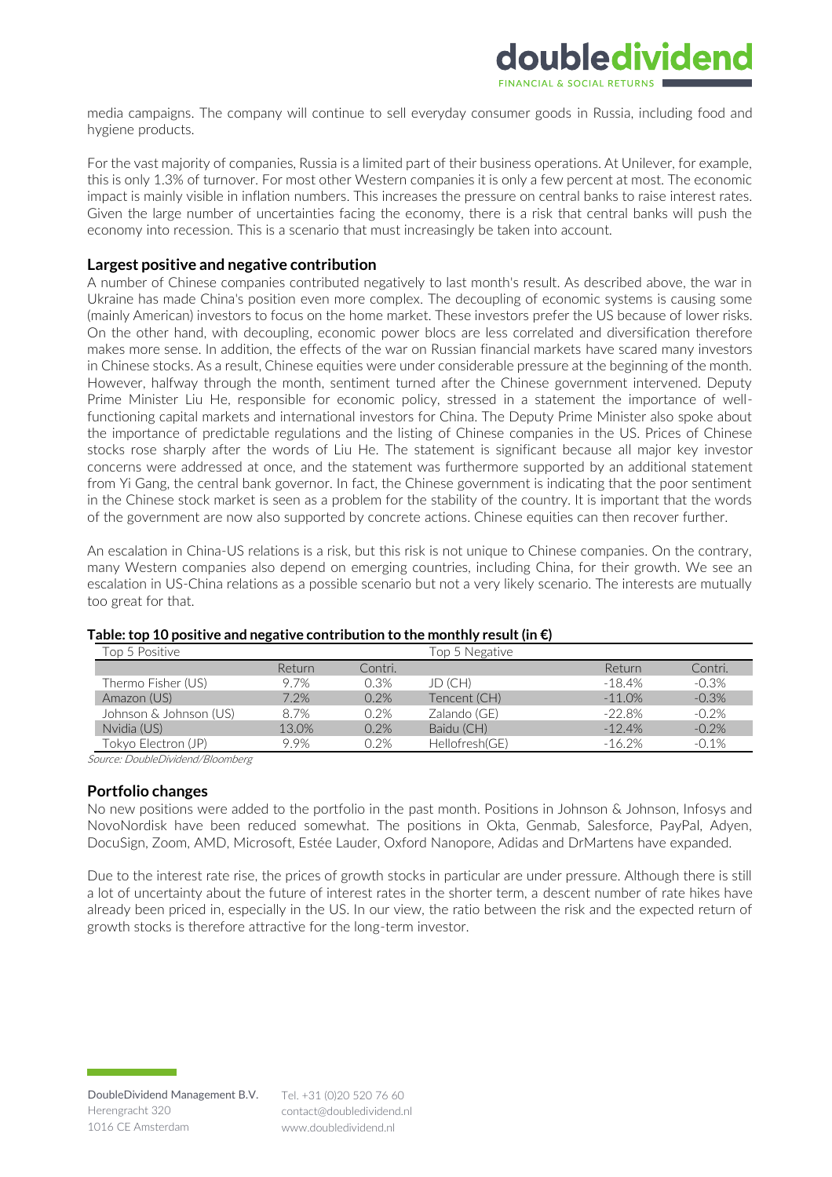media campaigns. The company will continue to sell everyday consumer goods in Russia, including food and hygiene products.

For the vast majority of companies, Russia is a limited part of their business operations. At Unilever, for example, this is only 1.3% of turnover. For most other Western companies it is only a few percent at most. The economic impact is mainly visible in inflation numbers. This increases the pressure on central banks to raise interest rates. Given the large number of uncertainties facing the economy, there is a risk that central banks will push the economy into recession. This is a scenario that must increasingly be taken into account.

### Largest positive and negative contribution

A number of Chinese companies contributed negatively to last month's result. As described above, the war in Ukraine has made China's position even more complex. The decoupling of economic systems is causing some (mainly American) investors to focus on the home market. These investors prefer the US because of lower risks. On the other hand, with decoupling, economic power blocs are less correlated and diversification therefore makes more sense. In addition, the effects of the war on Russian financial markets have scared many investors in Chinese stocks. As a result, Chinese equities were under considerable pressure at the beginning of the month. However, halfway through the month, sentiment turned after the Chinese government intervened. Deputy Prime Minister Liu He, responsible for economic policy, stressed in a statement the importance of well-functioning capital markets and international investors for China. The Deputy Prime Minister also spoke about the importance of predictable regulations and the listing of Chinese companies in the US. Prices of Chinese stocks rose sharply after the words of Liu He. The statement is significant because all major key investor concerns were addressed at once, and the statement was furthermore supported by an additional statement from Yi Gang, the central bank governor. In fact, the Chinese government is indicating that the poor sentiment in the Chinese stock market is seen as a problem for the stability of the country. It is important that the words of the government are now also supported by concrete actions. Chinese equities can then recover further.

An escalation in China-US relations is a risk, but this risk is not unique to Chinese companies. On the contrary, many Western companies also depend on emerging countries, including China, for their growth. We see an escalation in US-China relations as a possible scenario but not a very likely scenario. The interests are mutually too great for that.

**Table: top 10 positive and negative contribution to the monthly result (in €)**

| Top 5 Positive | | | Top 5 Negative | | |
|---|---|---|---|---|---|
| | Return | Contri. | | Return | Contri. |
| Thermo Fisher (US) | 9.7% | 0.3% | JD (CH) | -18.4% | -0.3% |
| Amazon (US) | 7.2% | 0.2% | Tencent (CH) | -11.0% | -0.3% |
| Johnson & Johnson (US) | 8.7% | 0.2% | Zalando (GE) | -22.8% | -0.2% |
| Nvidia (US) | 13.0% | 0.2% | Baidu (CH) | -12.4% | -0.2% |
| Tokyo Electron (JP) | 9.9% | 0.2% | Hellofresh(GE) | -16.2% | -0.1% |

*Source: DoubleDividend/Bloomberg*

### Portfolio changes

No new positions were added to the portfolio in the past month. Positions in Johnson & Johnson, Infosys and NovoNordisk have been reduced somewhat. The positions in Okta, Genmab, Salesforce, PayPal, Adyen, DocuSign, Zoom, AMD, Microsoft, Estée Lauder, Oxford Nanopore, Adidas and DrMartens have expanded.

Due to the interest rate rise, the prices of growth stocks in particular are under pressure. Although there is still a lot of uncertainty about the future of interest rates in the shorter term, a descent number of rate hikes have already been priced in, especially in the US. In our view, the ratio between the risk and the expected return of growth stocks is therefore attractive for the long-term investor.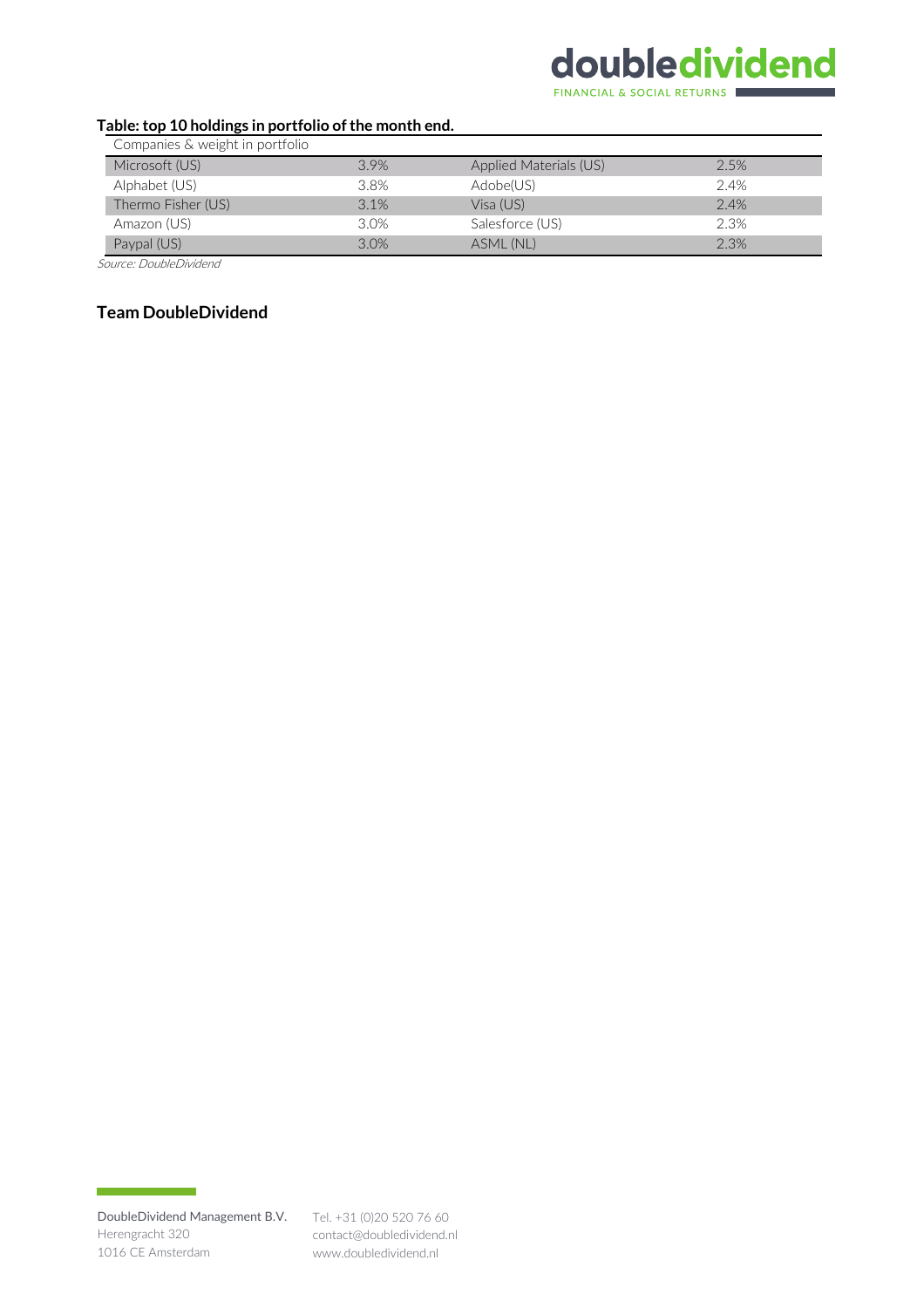**Table: top 10 holdings in portfolio of the month end.**

| Companies & weight in portfolio | | | |
|---|---|---|---|
| Microsoft (US) | 3.9% | Applied Materials (US) | 2.5% |
| Alphabet (US) | 3.8% | Adobe(US) | 2.4% |
| Thermo Fisher (US) | 3.1% | Visa (US) | 2.4% |
| Amazon (US) | 3.0% | Salesforce (US) | 2.3% |
| Paypal (US) | 3.0% | ASML (NL) | 2.3% |

*Source: DoubleDividend*

**Team DoubleDividend**

DoubleDividend Management B.V.
Herengracht 320
1016 CE Amsterdam

Tel. +31 (0)20 520 76 60
contact@doubledividend.nl
www.doubledividend.nl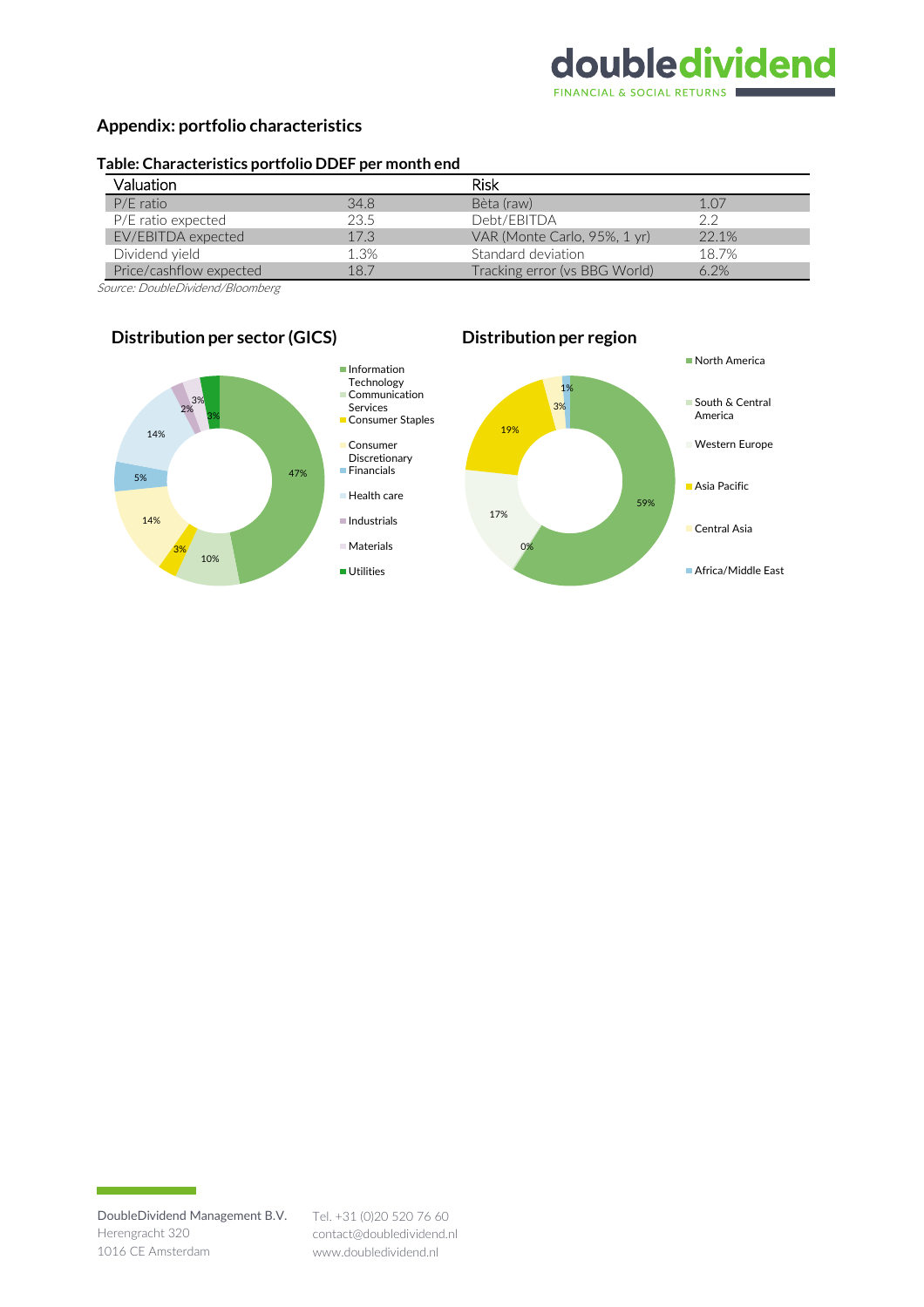## Appendix: portfolio characteristics

**Table: Characteristics portfolio DDEF per month end**

| Valuation | | Risk | |
|---|---|---|---|
| P/E ratio | 34.8 | Bèta (raw) | 1.07 |
| P/E ratio expected | 23.5 | Debt/EBITDA | 2.2 |
| EV/EBITDA expected | 17.3 | VAR (Monte Carlo, 95%, 1 yr) | 22.1% |
| Dividend yield | 1.3% | Standard deviation | 18.7% |
| Price/cashflow expected | 18.7 | Tracking error (vs BBG World) | 6.2% |

*Source: DoubleDividend/Bloomberg*

### Distribution per sector (GICS)

47%
10%
3%
14%
5%
14%
2%
3%
3%

Information Technology
Communication Services
Consumer Staples
Consumer Discretionary
Financials
Health care
Industrials
Materials
Utilities

### Distribution per region

59%
0%
17%
19%
3%
1%

North America
South & Central America
Western Europe
Asia Pacific
Central Asia
Africa/Middle East

DoubleDividend Management B.V.
Herengracht 320
1016 CE Amsterdam

Tel. +31 (0)20 520 76 60
contact@doubledividend.nl
www.doubledividend.nl